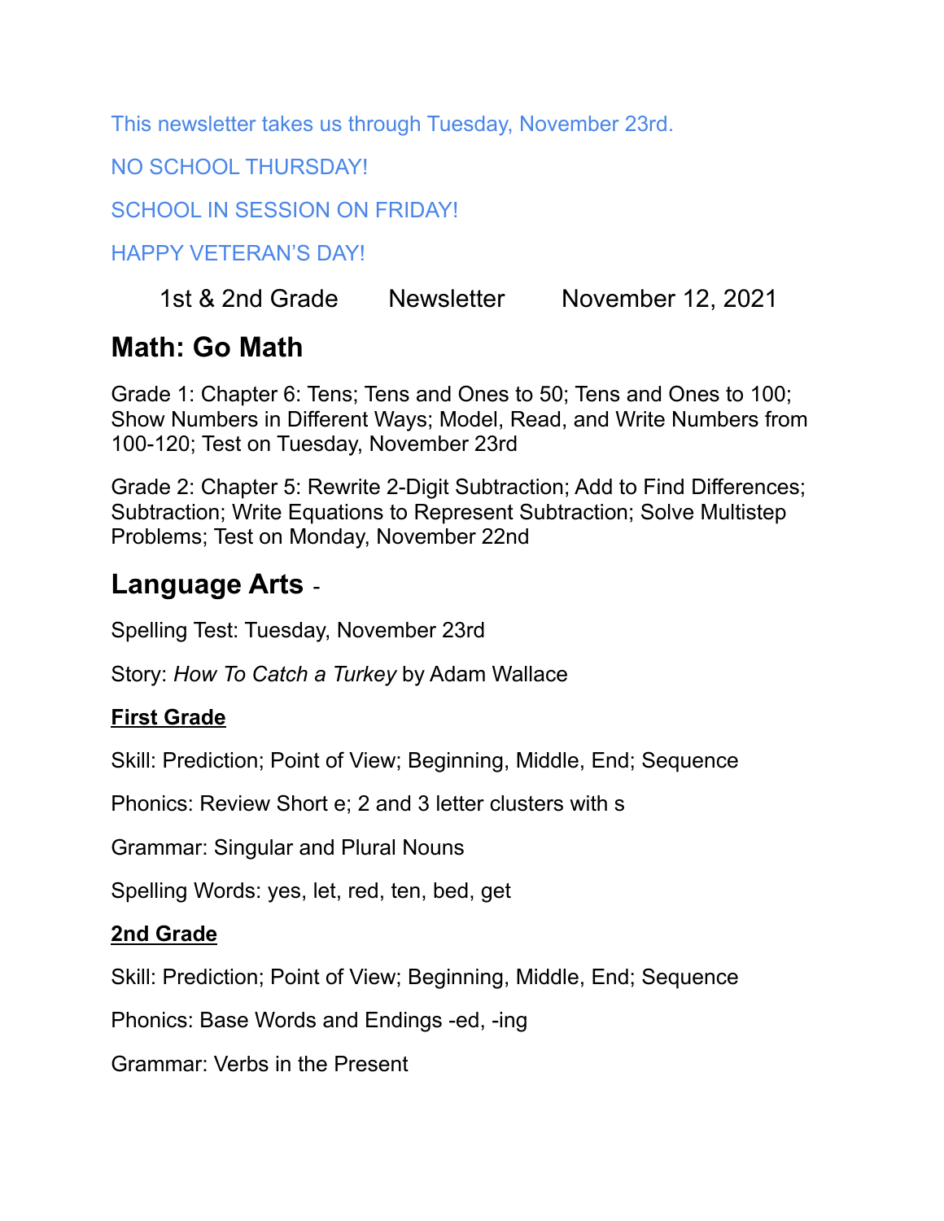This newsletter takes us through Tuesday, November 23rd.

NO SCHOOL THURSDAY!

SCHOOL IN SESSION ON FRIDAY!

HAPPY VETERAN'S DAY!

1st & 2nd Grade     Newsletter     November 12, 2021

## Math: Go Math

Grade 1: Chapter 6: Tens; Tens and Ones to 50; Tens and Ones to 100; Show Numbers in Different Ways; Model, Read, and Write Numbers from 100-120; Test on Tuesday, November 23rd

Grade 2: Chapter 5: Rewrite 2-Digit Subtraction; Add to Find Differences; Subtraction; Write Equations to Represent Subtraction; Solve Multistep Problems; Test on Monday, November 22nd

## Language Arts -

Spelling Test: Tuesday, November 23rd

Story: *How To Catch a Turkey* by Adam Wallace

### First Grade

Skill: Prediction; Point of View; Beginning, Middle, End; Sequence

Phonics: Review Short e; 2 and 3 letter clusters with s

Grammar: Singular and Plural Nouns

Spelling Words: yes, let, red, ten, bed, get

### 2nd Grade

Skill: Prediction; Point of View; Beginning, Middle, End; Sequence

Phonics: Base Words and Endings -ed, -ing

Grammar: Verbs in the Present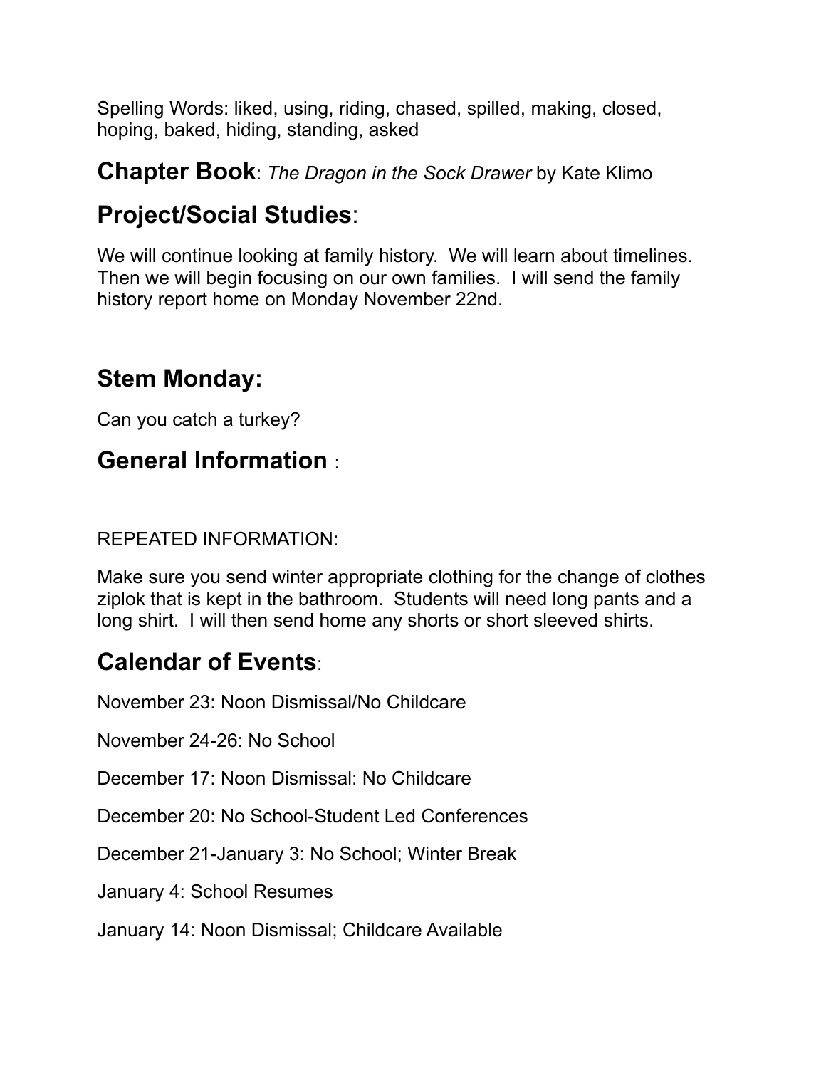Spelling Words: liked, using, riding, chased, spilled, making, closed, hoping, baked, hiding, standing, asked

**Chapter Book**: *The Dragon in the Sock Drawer* by Kate Klimo

## Project/Social Studies:

We will continue looking at family history. We will learn about timelines. Then we will begin focusing on our own families. I will send the family history report home on Monday November 22nd.

## Stem Monday:

Can you catch a turkey?

## General Information :

REPEATED INFORMATION:

Make sure you send winter appropriate clothing for the change of clothes ziplok that is kept in the bathroom. Students will need long pants and a long shirt. I will then send home any shorts or short sleeved shirts.

## Calendar of Events:

November 23: Noon Dismissal/No Childcare

November 24-26: No School

December 17: Noon Dismissal: No Childcare

December 20: No School-Student Led Conferences

December 21-January 3: No School; Winter Break

January 4: School Resumes

January 14: Noon Dismissal; Childcare Available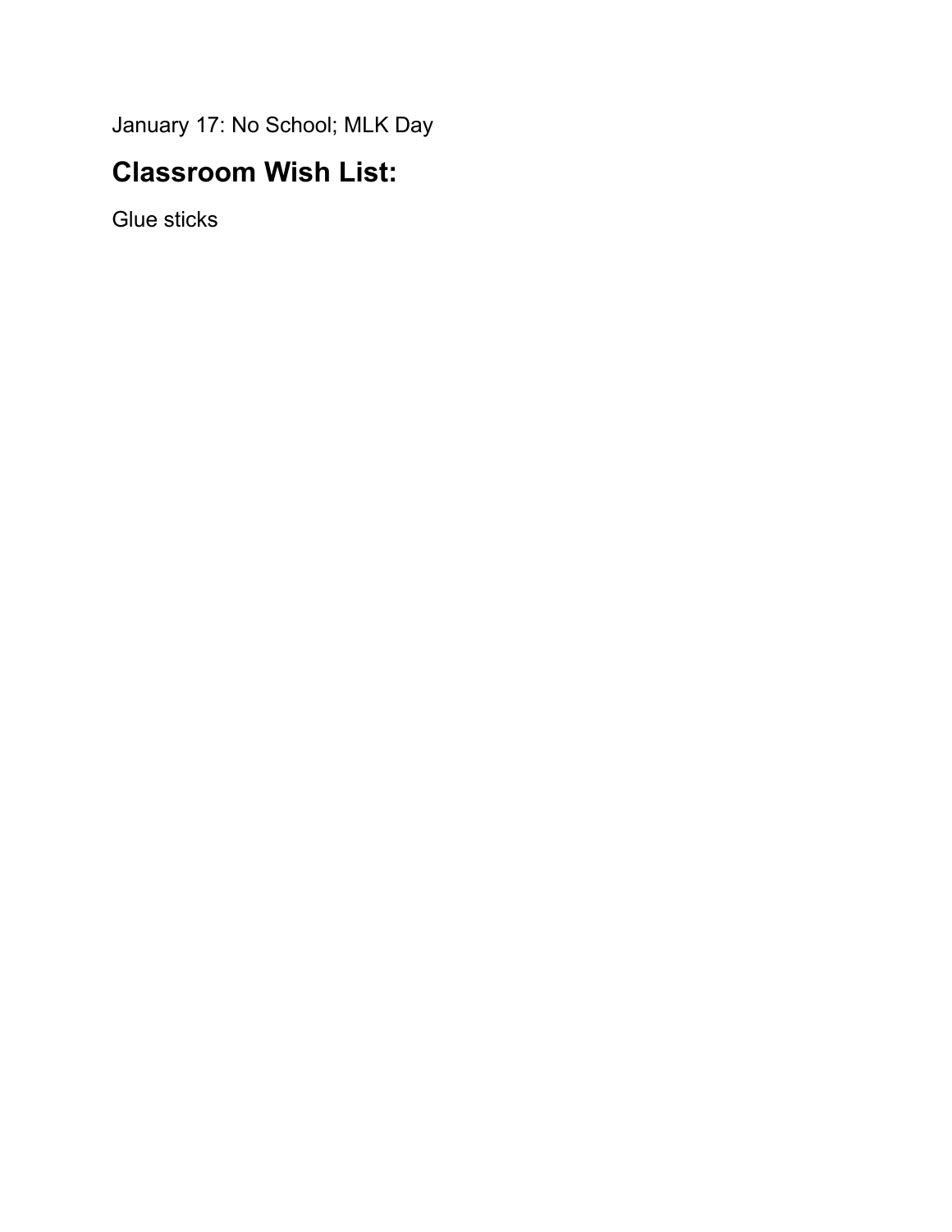January 17: No School; MLK Day

## Classroom Wish List:

Glue sticks